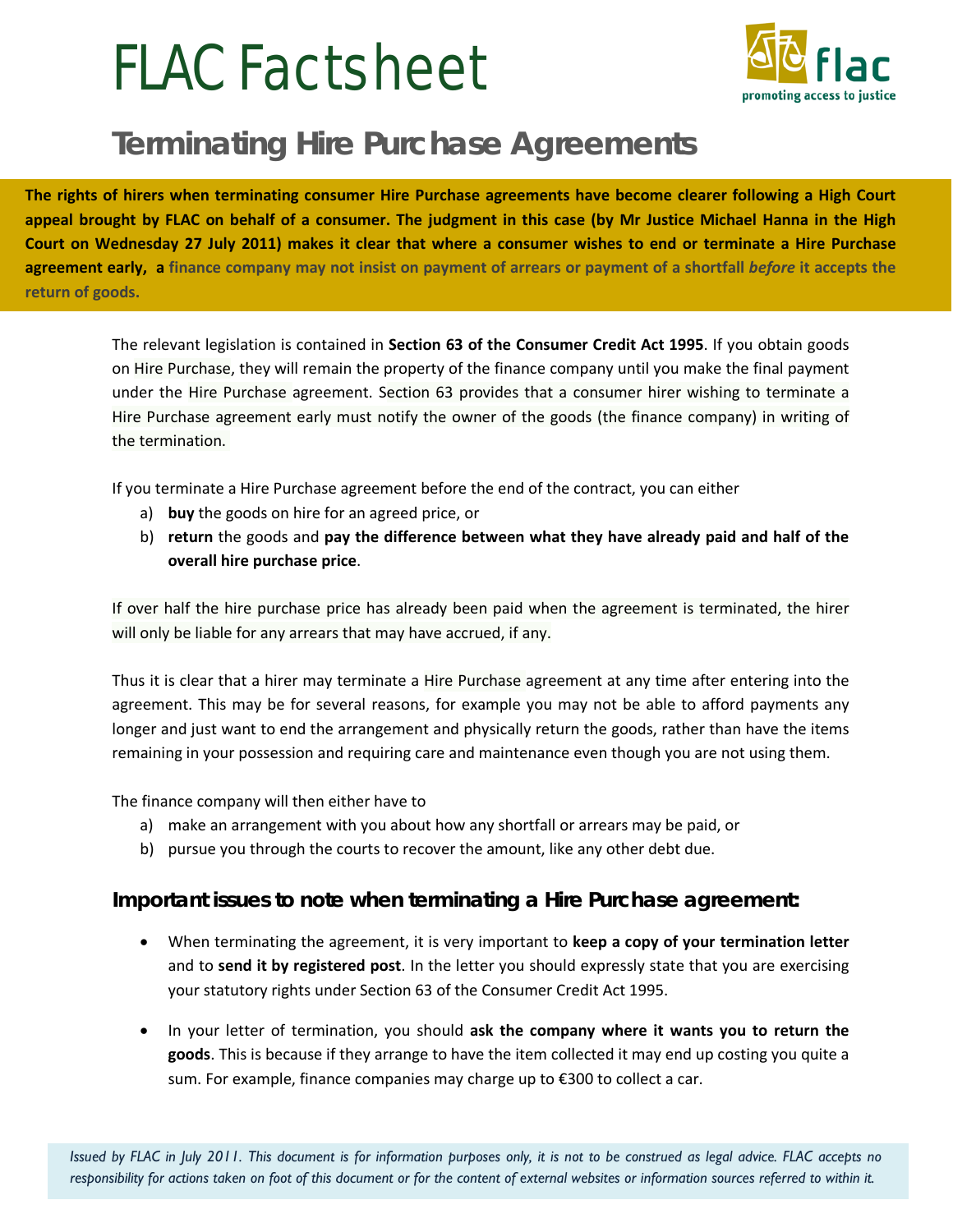# FLAC Factsheet

## Terminating Hire Purchase Agreements

**The rights of hirers when terminating consumer Hire Purchase agreements have become clearer following a High Court appeal brought by FLAC on behalf of a consumer. The judgment in this case (by Mr Justice Michael Hanna in the High Court on Wednesday 27 July 2011) makes it clear that where a consumer wishes to end or terminate a Hire Purchase agreement early, a finance company may not insist on payment of arrears or payment of a shortfall *before* it accepts the return of goods.**

The relevant legislation is contained in **Section 63 of the Consumer Credit Act 1995**. If you obtain goods on Hire Purchase, they will remain the property of the finance company until you make the final payment under the Hire Purchase agreement. Section 63 provides that a consumer hirer wishing to terminate a Hire Purchase agreement early must notify the owner of the goods (the finance company) in writing of the termination.

If you terminate a Hire Purchase agreement before the end of the contract, you can either

a) **buy** the goods on hire for an agreed price, or
b) **return** the goods and **pay the difference between what they have already paid and half of the overall hire purchase price**.

If over half the hire purchase price has already been paid when the agreement is terminated, the hirer will only be liable for any arrears that may have accrued, if any.

Thus it is clear that a hirer may terminate a Hire Purchase agreement at any time after entering into the agreement. This may be for several reasons, for example you may not be able to afford payments any longer and just want to end the arrangement and physically return the goods, rather than have the items remaining in your possession and requiring care and maintenance even though you are not using them.

The finance company will then either have to

a) make an arrangement with you about how any shortfall or arrears may be paid, or
b) pursue you through the courts to recover the amount, like any other debt due.

### Important issues to note when terminating a Hire Purchase agreement:

- When terminating the agreement, it is very important to **keep a copy of your termination letter** and to **send it by registered post**. In the letter you should expressly state that you are exercising your statutory rights under Section 63 of the Consumer Credit Act 1995.
- In your letter of termination, you should **ask the company where it wants you to return the goods**. This is because if they arrange to have the item collected it may end up costing you quite a sum. For example, finance companies may charge up to €300 to collect a car.

*Issued by FLAC in July 2011. This document is for information purposes only, it is not to be construed as legal advice. FLAC accepts no responsibility for actions taken on foot of this document or for the content of external websites or information sources referred to within it.*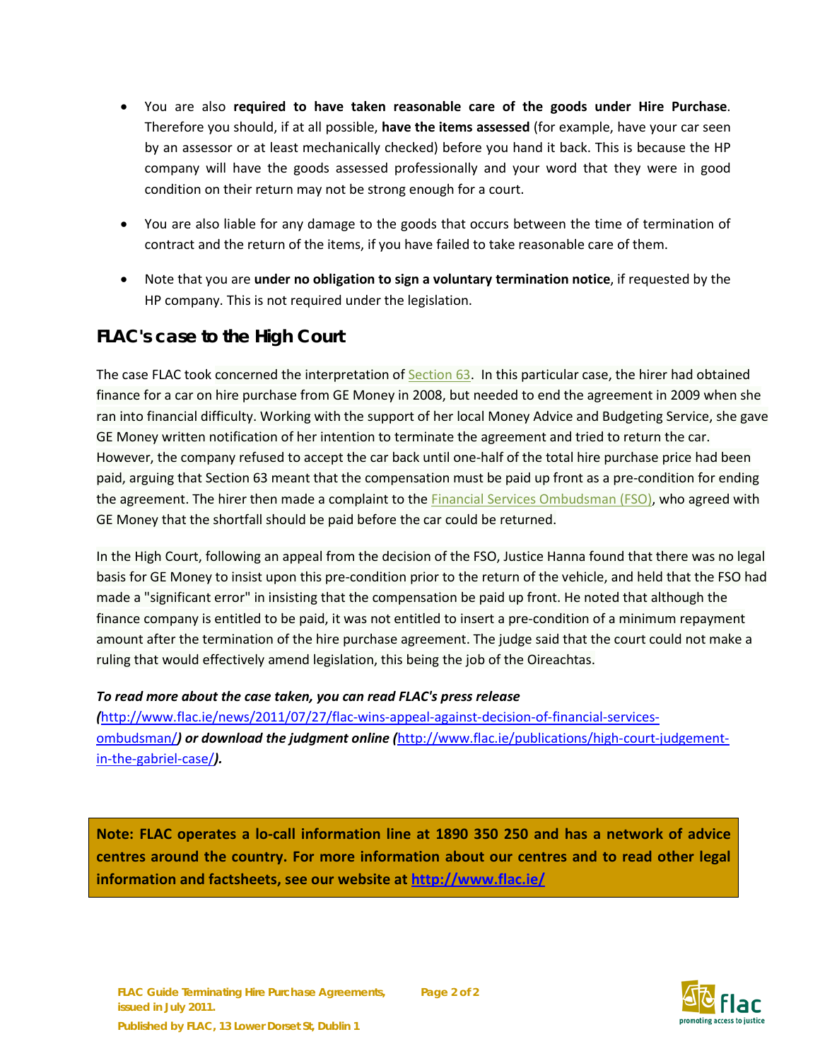- You are also **required to have taken reasonable care of the goods under Hire Purchase**. Therefore you should, if at all possible, **have the items assessed** (for example, have your car seen by an assessor or at least mechanically checked) before you hand it back. This is because the HP company will have the goods assessed professionally and your word that they were in good condition on their return may not be strong enough for a court.

- You are also liable for any damage to the goods that occurs between the time of termination of contract and the return of the items, if you have failed to take reasonable care of them.

- Note that you are **under no obligation to sign a voluntary termination notice**, if requested by the HP company. This is not required under the legislation.

## FLAC's case to the High Court

The case FLAC took concerned the interpretation of Section 63. In this particular case, the hirer had obtained finance for a car on hire purchase from GE Money in 2008, but needed to end the agreement in 2009 when she ran into financial difficulty. Working with the support of her local Money Advice and Budgeting Service, she gave GE Money written notification of her intention to terminate the agreement and tried to return the car. However, the company refused to accept the car back until one-half of the total hire purchase price had been paid, arguing that Section 63 meant that the compensation must be paid up front as a pre-condition for ending the agreement. The hirer then made a complaint to the Financial Services Ombudsman (FSO), who agreed with GE Money that the shortfall should be paid before the car could be returned.

In the High Court, following an appeal from the decision of the FSO, Justice Hanna found that there was no legal basis for GE Money to insist upon this pre-condition prior to the return of the vehicle, and held that the FSO had made a "significant error" in insisting that the compensation be paid up front. He noted that although the finance company is entitled to be paid, it was not entitled to insert a pre-condition of a minimum repayment amount after the termination of the hire purchase agreement. The judge said that the court could not make a ruling that would effectively amend legislation, this being the job of the Oireachtas.

***To read more about the case taken, you can read FLAC's press release (*** http://www.flac.ie/news/2011/07/27/flac-wins-appeal-against-decision-of-financial-services-ombudsman/ ***) or download the judgment online (*** http://www.flac.ie/publications/high-court-judgement-in-the-gabriel-case/ ***).***

**Note: FLAC operates a lo-call information line at 1890 350 250 and has a network of advice centres around the country. For more information about our centres and to read other legal information and factsheets, see our website at http://www.flac.ie/**

FLAC Guide Terminating Hire Purchase Agreements, issued in July 2011.
Published by FLAC, 13 Lower Dorset St, Dublin 1